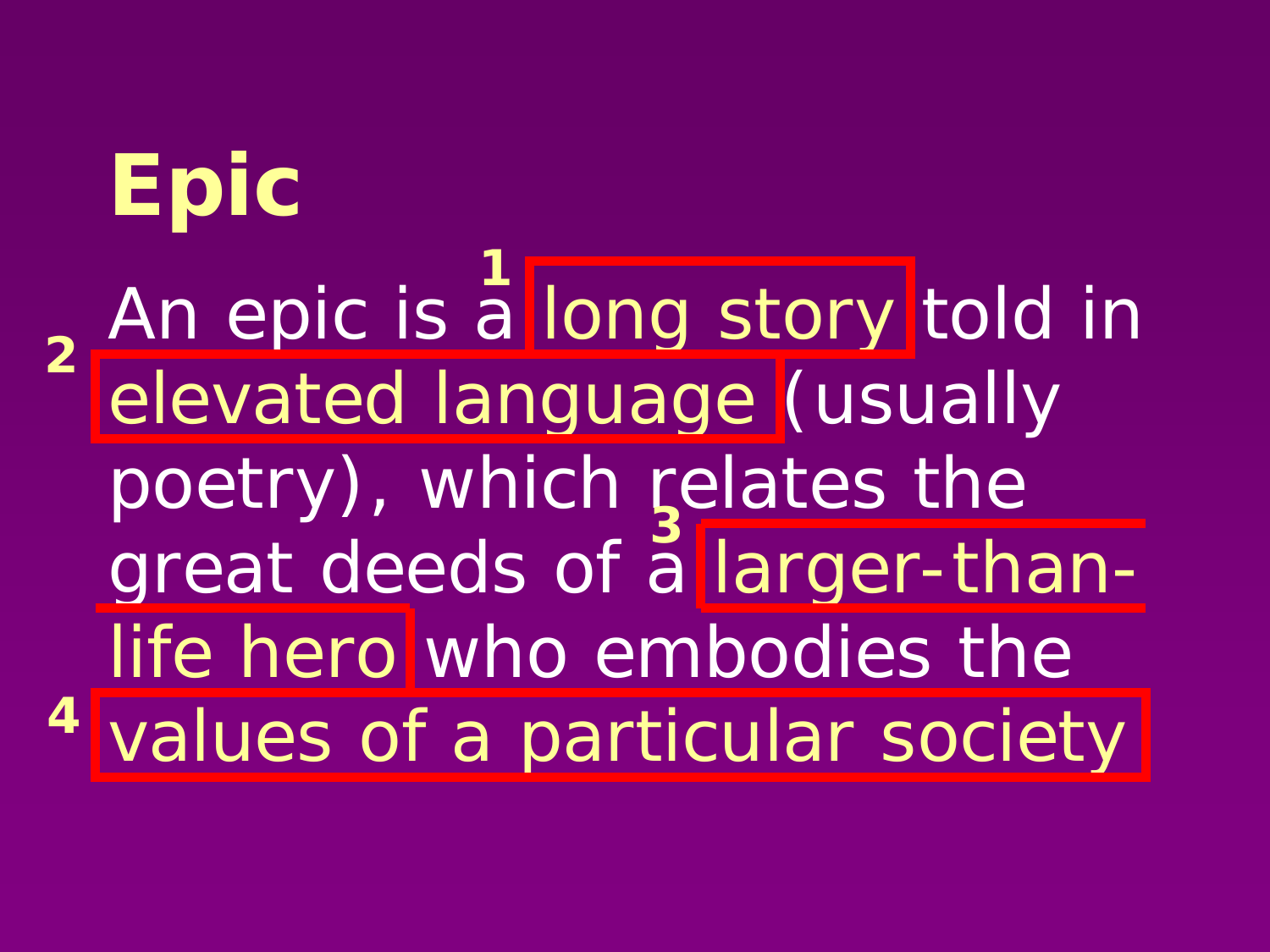# Epic

An epic is a [1] long story told in [2] elevated language (usually poetry), which relates the great deeds of a [3] larger-than-life hero who embodies the [4] values of a particular society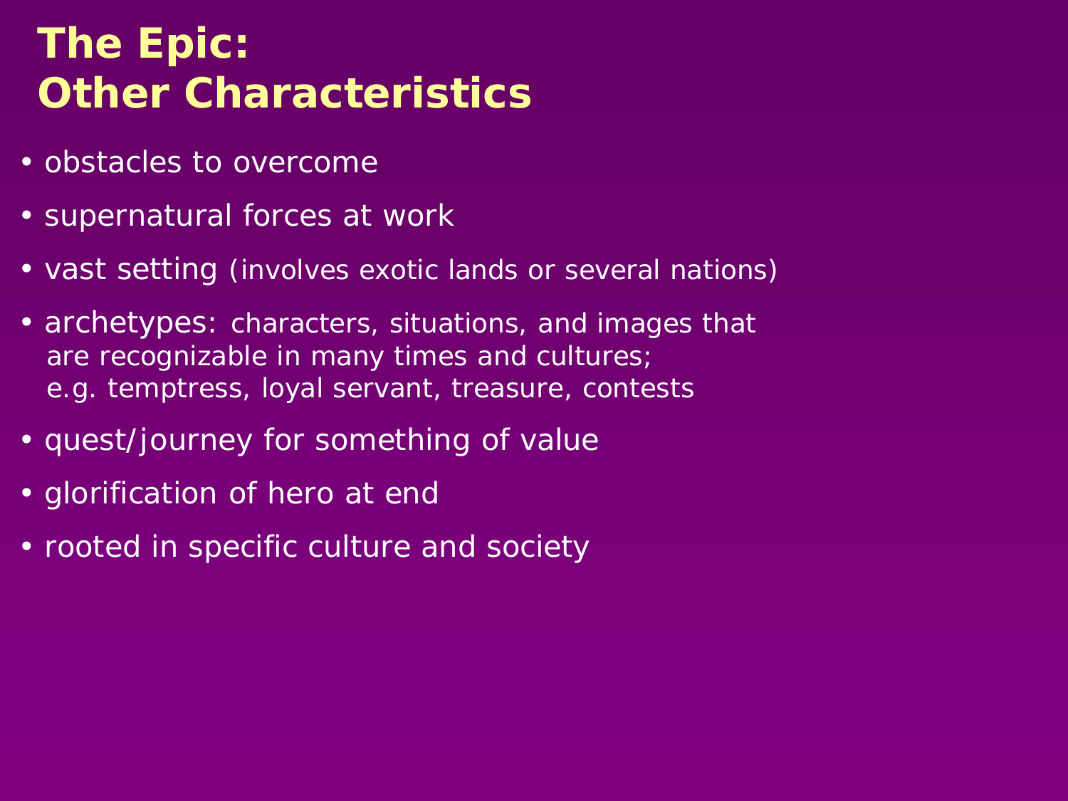# The Epic: Other Characteristics

- obstacles to overcome
- supernatural forces at work
- vast setting (involves exotic lands or several nations)
- archetypes: characters, situations, and images that are recognizable in many times and cultures; e.g. temptress, loyal servant, treasure, contests
- quest/journey for something of value
- glorification of hero at end
- rooted in specific culture and society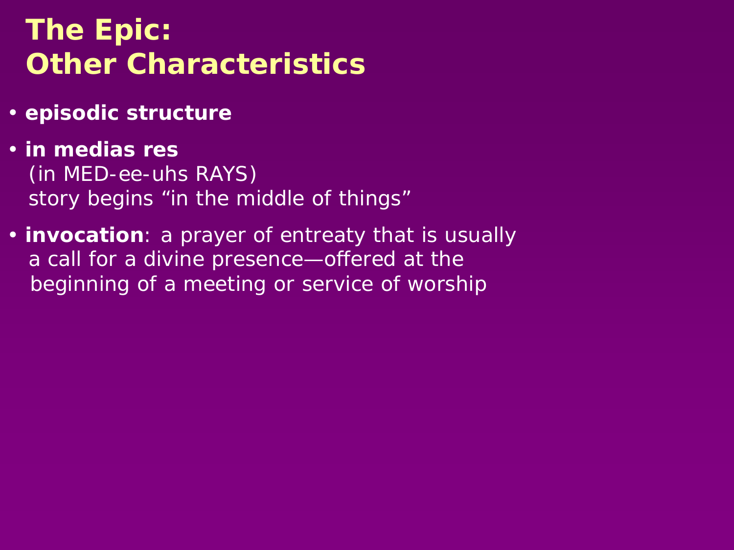# The Epic: Other Characteristics

- **episodic structure**
- **in medias res**
  (in MED-ee-uhs RAYS)
  story begins "in the middle of things"
- **invocation**: a prayer of entreaty that is usually a call for a divine presence—offered at the beginning of a meeting or service of worship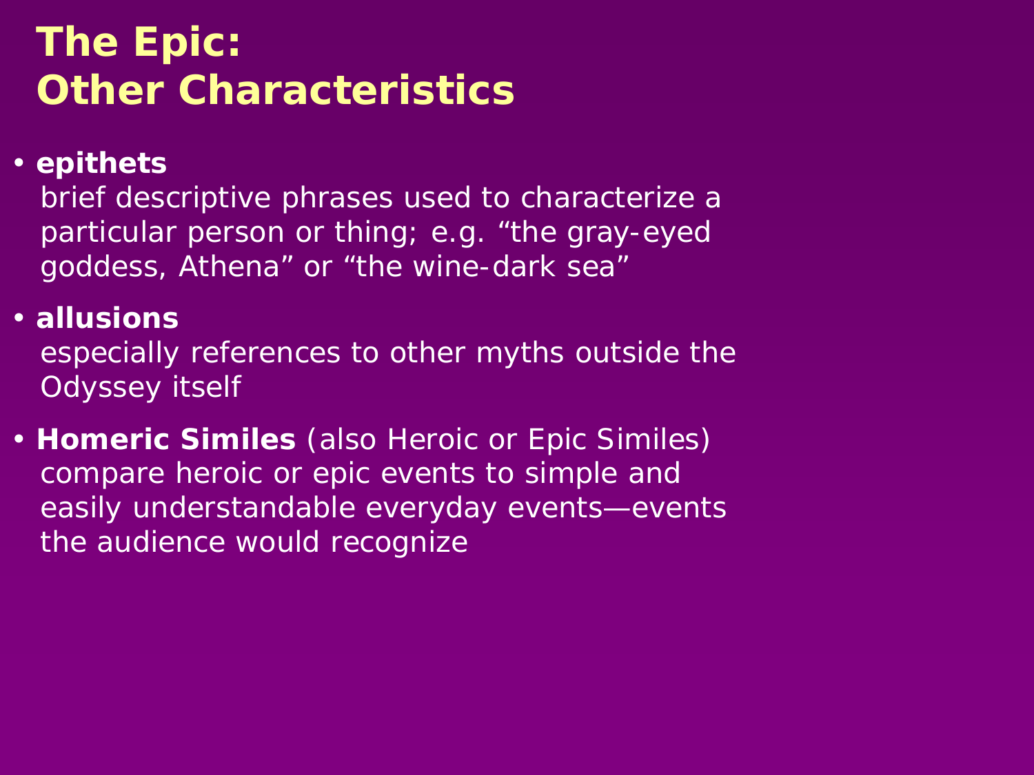# The Epic: Other Characteristics

- **epithets**
  brief descriptive phrases used to characterize a particular person or thing; e.g. “the gray-eyed goddess, Athena” or “the wine-dark sea”
- **allusions**
  especially references to other myths outside the Odyssey itself
- **Homeric Similes** (also Heroic or Epic Similes)
  compare heroic or epic events to simple and easily understandable everyday events—events the audience would recognize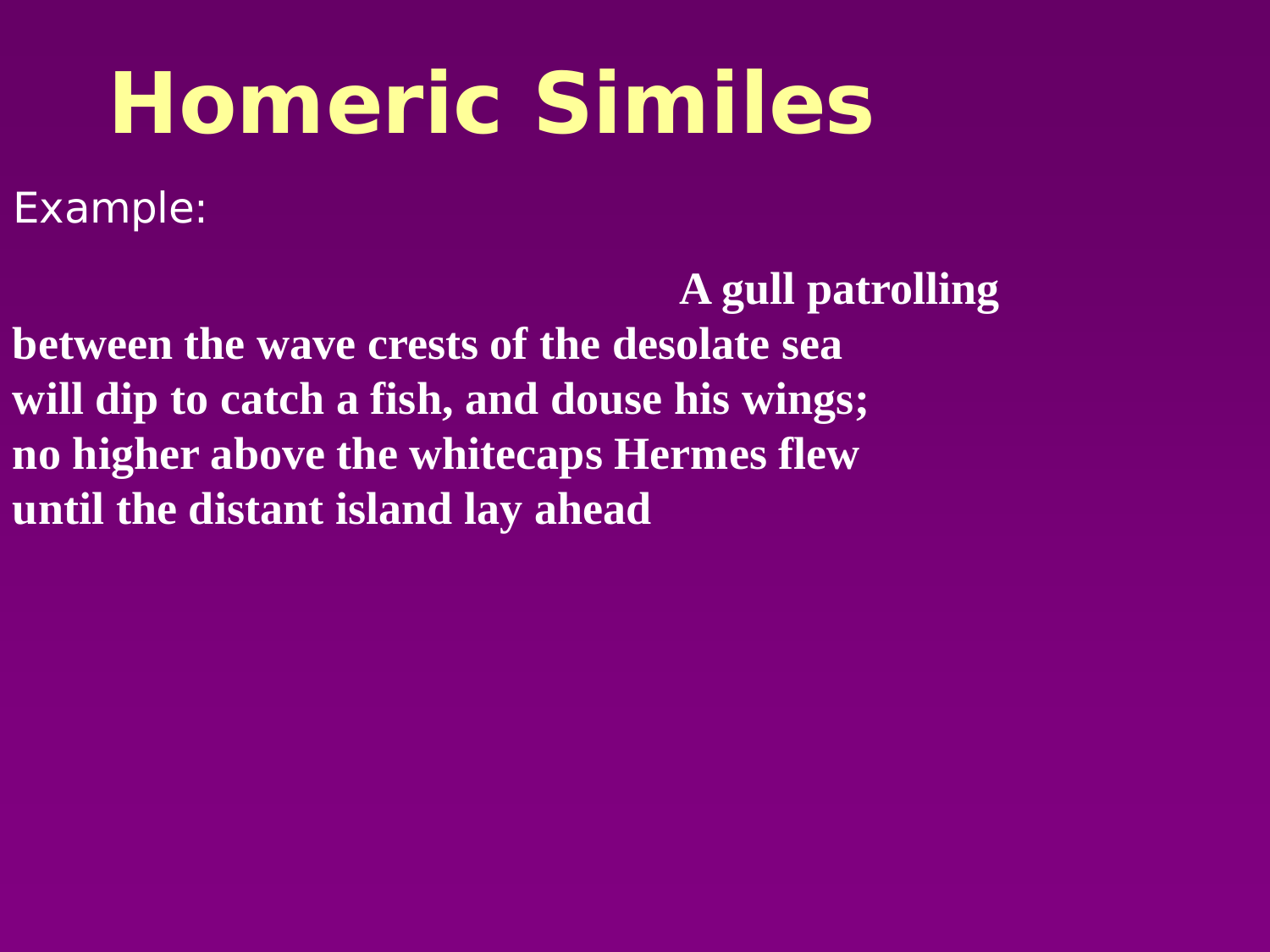# Homeric Similes

Example:

**A gull patrolling**
**between the wave crests of the desolate sea**
**will dip to catch a fish, and douse his wings;**
**no higher above the whitecaps Hermes flew**
**until the distant island lay ahead**